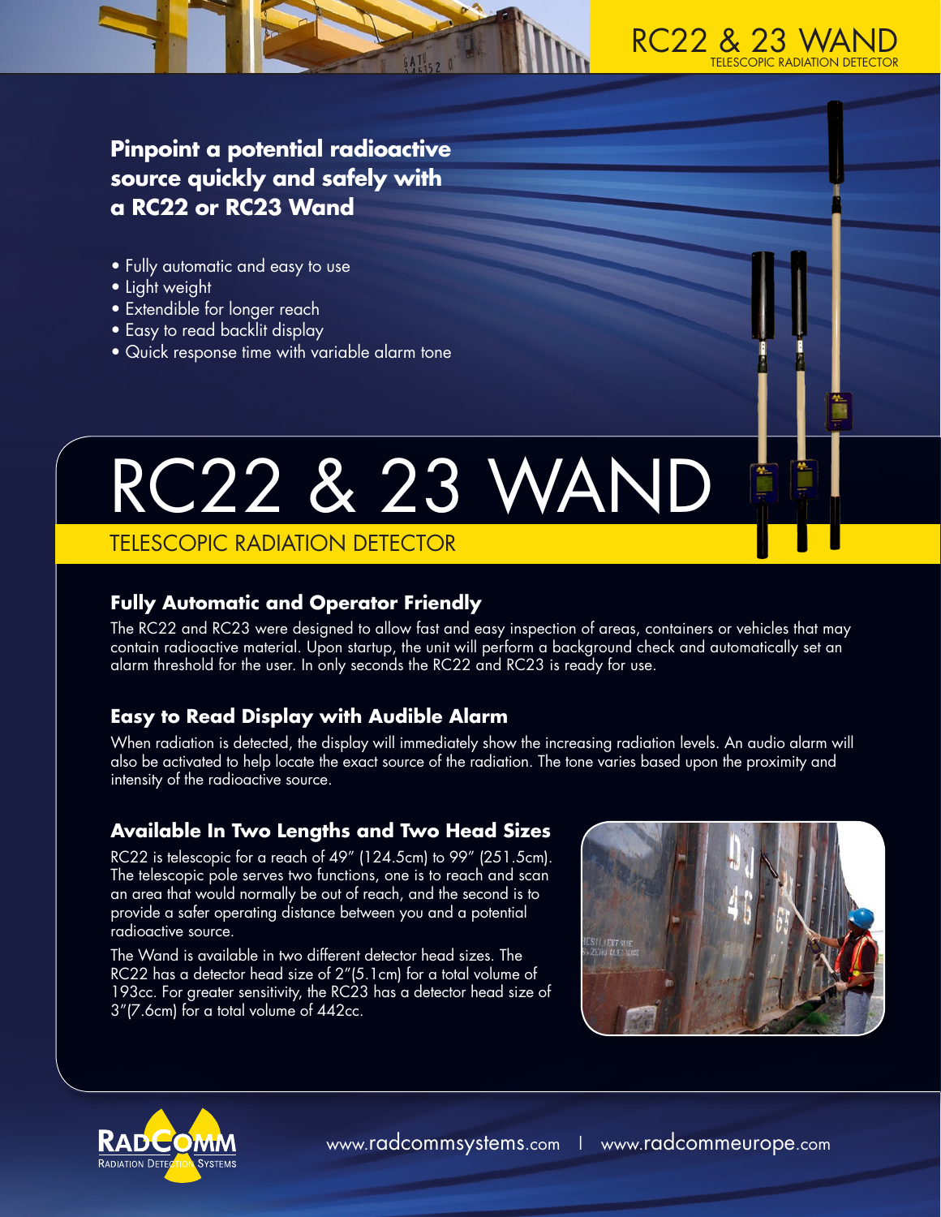# RC22 & 23 WAND

TELESCOPIC RADIATION DETECTOR

**Pinpoint a potential radioactive source quickly and safely with a RC22 or RC23 Wand**

- Fully automatic and easy to use
- Light weight
- Extendible for longer reach
- Easy to read backlit display
- Quick response time with variable alarm tone

# RC22 & 23 WAND

## TELESCOPIC RADIATION DETECTOR

### Fully Automatic and Operator Friendly

The RC22 and RC23 were designed to allow fast and easy inspection of areas, containers or vehicles that may contain radioactive material. Upon startup, the unit will perform a background check and automatically set an alarm threshold for the user. In only seconds the RC22 and RC23 is ready for use.

### Easy to Read Display with Audible Alarm

When radiation is detected, the display will immediately show the increasing radiation levels. An audio alarm will also be activated to help locate the exact source of the radiation. The tone varies based upon the proximity and intensity of the radioactive source.

### Available In Two Lengths and Two Head Sizes

RC22 is telescopic for a reach of 49" (124.5cm) to 99" (251.5cm). The telescopic pole serves two functions, one is to reach and scan an area that would normally be out of reach, and the second is to provide a safer operating distance between you and a potential radioactive source.

The Wand is available in two different detector head sizes. The RC22 has a detector head size of 2"(5.1cm) for a total volume of 193cc. For greater sensitivity, the RC23 has a detector head size of 3"(7.6cm) for a total volume of 442cc.

RADCOMM Radiation Detection Systems

www.radcommsystems.com | www.radcommeurope.com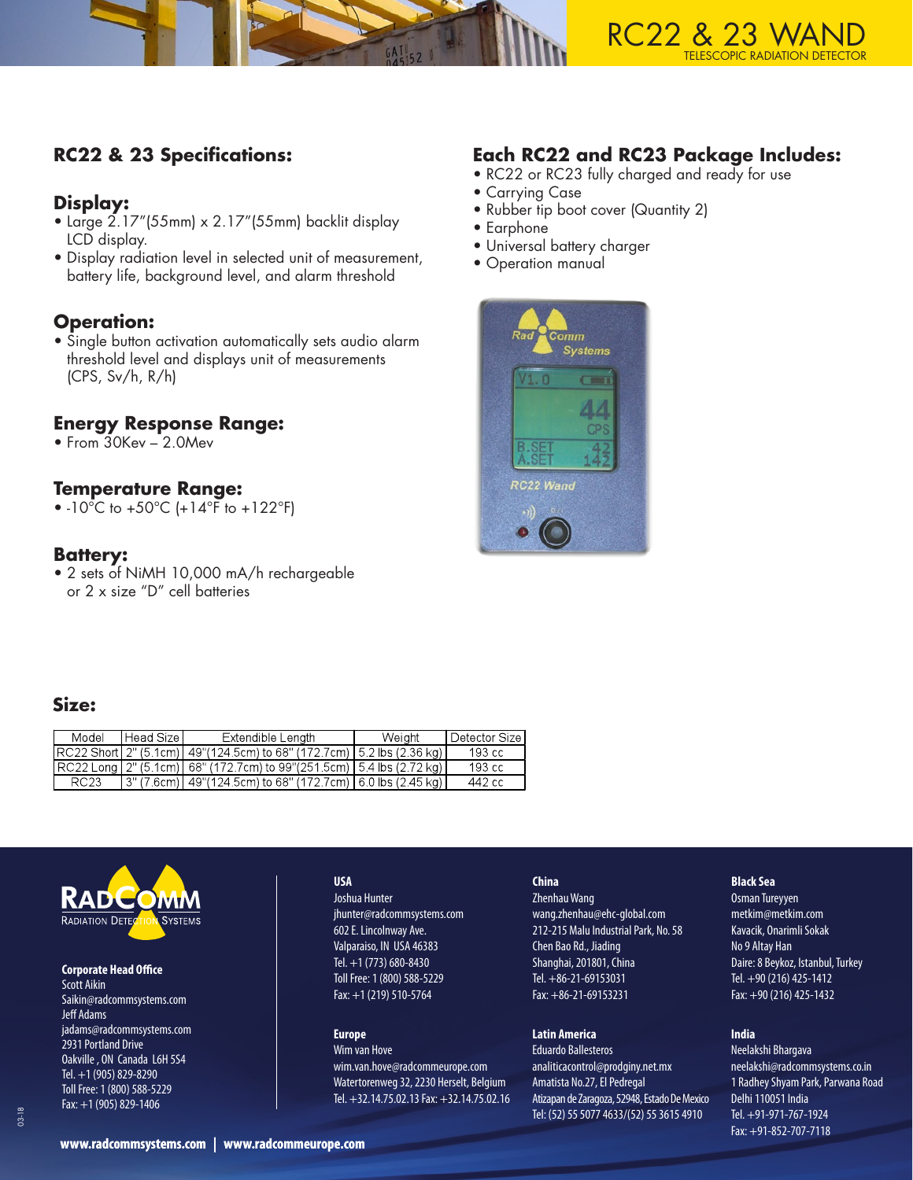# RC22 & 23 WAND

TELESCOPIC RADIATION DETECTOR

## RC22 & 23 Specifications:

### Display:

- Large 2.17"(55mm) x 2.17"(55mm) backlit display LCD display.
- Display radiation level in selected unit of measurement, battery life, background level, and alarm threshold

### Operation:

- Single button activation automatically sets audio alarm threshold level and displays unit of measurements (CPS, Sv/h, R/h)

### Energy Response Range:

- From 30Kev – 2.0Mev

### Temperature Range:

- -10°C to +50°C (+14°F to +122°F)

### Battery:

- 2 sets of NiMH 10,000 mA/h rechargeable or 2 x size "D" cell batteries

## Each RC22 and RC23 Package Includes:

- RC22 or RC23 fully charged and ready for use
- Carrying Case
- Rubber tip boot cover (Quantity 2)
- Earphone
- Universal battery charger
- Operation manual

### Size:

| Model | Head Size | Extendible Length | Weight | Detector Size |
|---|---|---|---|---|
| RC22 Short | 2" (5.1cm) | 49"(124.5cm) to 68" (172.7cm) | 5.2 lbs (2.36 kg) | 193 cc |
| RC22 Long | 2" (5.1cm) | 68" (172.7cm) to 99"(251.5cm) | 5.4 lbs (2.72 kg) | 193 cc |
| RC23 | 3" (7.6cm) | 49"(124.5cm) to 68" (172.7cm) | 6.0 lbs (2.45 kg) | 442 cc |

RADCOMM RADIATION DETECTION SYSTEMS

**Corporate Head Office**
Scott Aikin
Saikin@radcommsystems.com
Jeff Adams
jadams@radcommsystems.com
2931 Portland Drive
Oakville , ON Canada L6H 5S4
Tel. +1 (905) 829-8290
Toll Free: 1 (800) 588-5229
Fax: +1 (905) 829-1406

**USA**
Joshua Hunter
jhunter@radcommsystems.com
602 E. Lincolnway Ave.
Valparaiso, IN USA 46383
Tel. +1 (773) 680-8430
Toll Free: 1 (800) 588-5229
Fax: +1 (219) 510-5764

**Europe**
Wim van Hove
wim.van.hove@radcommeurope.com
Watertorenweg 32, 2230 Herselt, Belgium
Tel. +32.14.75.02.13 Fax: +32.14.75.02.16

**China**
Zhenhau Wang
wang.zhenhau@ehc-global.com
212-215 Malu Industrial Park, No. 58
Chen Bao Rd., Jiading
Shanghai, 201801, China
Tel. +86-21-69153031
Fax: +86-21-69153231

**Latin America**
Eduardo Ballesteros
analiticacontrol@prodginy.net.mx
Amatista No.27, El Pedregal
Atizapan de Zaragoza, 52948, Estado De Mexico
Tel: (52) 55 5077 4633/(52) 55 3615 4910

**Black Sea**
Osman Tureyyen
metkim@metkim.com
Kavacik, Onarimli Sokak
No 9 Altay Han
Daire: 8 Beykoz, Istanbul, Turkey
Tel. +90 (216) 425-1412
Fax: +90 (216) 425-1432

**India**
Neelakshi Bhargava
neelakshi@radcommsystems.co.in
1 Radhey Shyam Park, Parwana Road
Delhi 110051 India
Tel. +91-971-767-1924
Fax: +91-852-707-7118

**www.radcommsystems.com | www.radcommeurope.com**

03-18